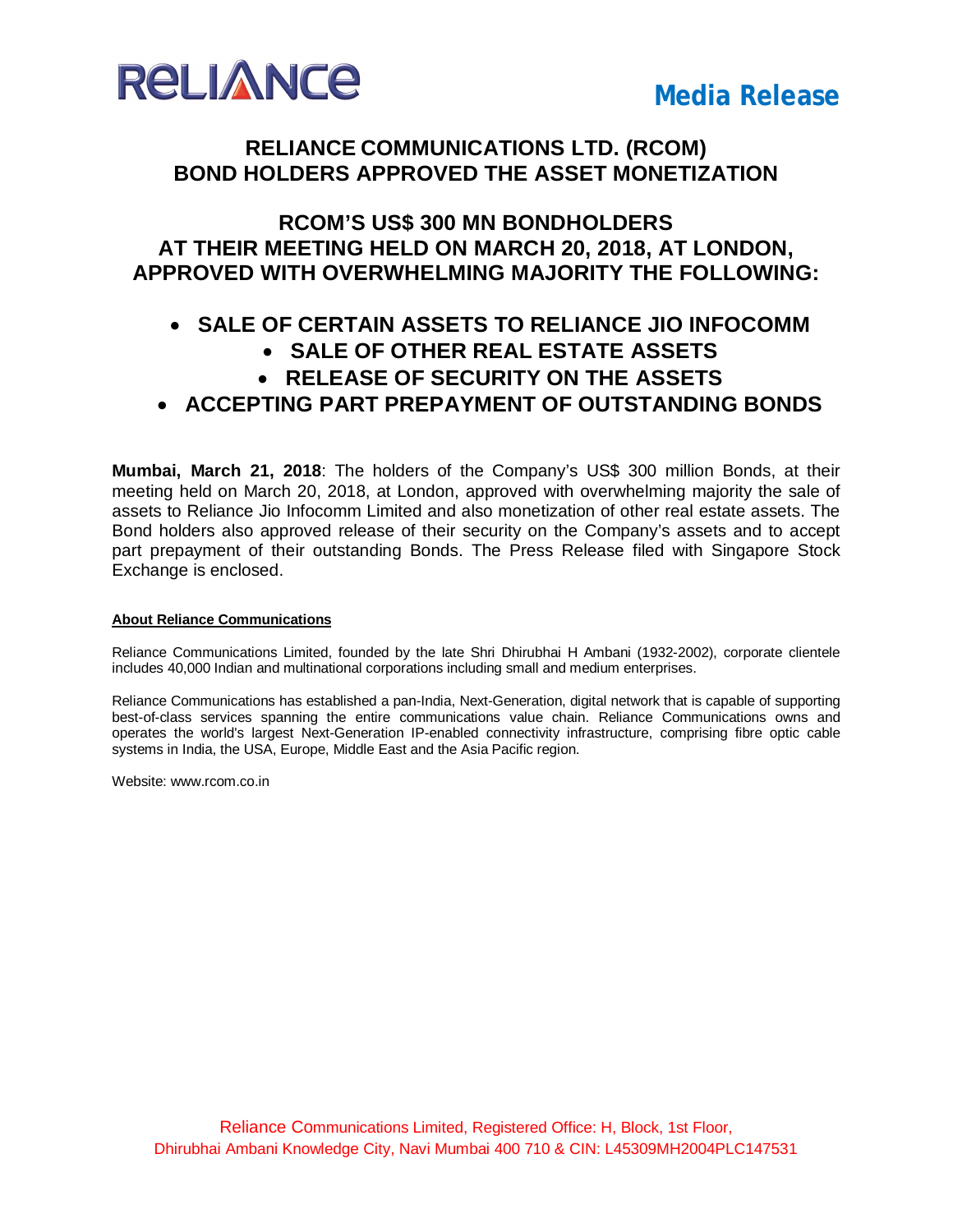RELIANCE

**Media Release**

# RELIANCE COMMUNICATIONS LTD. (RCOM) BOND HOLDERS APPROVED THE ASSET MONETIZATION

## RCOM'S US$ 300 MN BONDHOLDERS AT THEIR MEETING HELD ON MARCH 20, 2018, AT LONDON, APPROVED WITH OVERWHELMING MAJORITY THE FOLLOWING:

- **SALE OF CERTAIN ASSETS TO RELIANCE JIO INFOCOMM**
- **SALE OF OTHER REAL ESTATE ASSETS**
- **RELEASE OF SECURITY ON THE ASSETS**
- **ACCEPTING PART PREPAYMENT OF OUTSTANDING BONDS**

**Mumbai, March 21, 2018**: The holders of the Company's US$ 300 million Bonds, at their meeting held on March 20, 2018, at London, approved with overwhelming majority the sale of assets to Reliance Jio Infocomm Limited and also monetization of other real estate assets. The Bond holders also approved release of their security on the Company's assets and to accept part prepayment of their outstanding Bonds. The Press Release filed with Singapore Stock Exchange is enclosed.

**About Reliance Communications**

Reliance Communications Limited, founded by the late Shri Dhirubhai H Ambani (1932-2002), corporate clientele includes 40,000 Indian and multinational corporations including small and medium enterprises.

Reliance Communications has established a pan-India, Next-Generation, digital network that is capable of supporting best-of-class services spanning the entire communications value chain. Reliance Communications owns and operates the world's largest Next-Generation IP-enabled connectivity infrastructure, comprising fibre optic cable systems in India, the USA, Europe, Middle East and the Asia Pacific region.

Website: www.rcom.co.in

Reliance Communications Limited, Registered Office: H, Block, 1st Floor, Dhirubhai Ambani Knowledge City, Navi Mumbai 400 710 & CIN: L45309MH2004PLC147531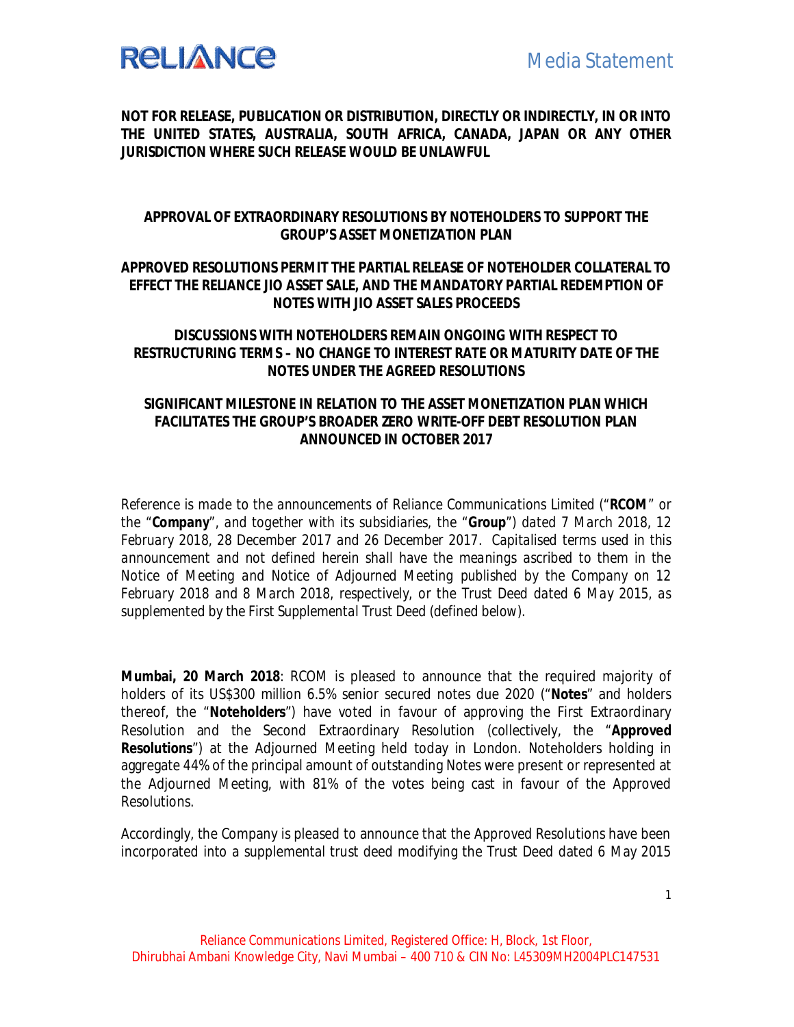**NOT FOR RELEASE, PUBLICATION OR DISTRIBUTION, DIRECTLY OR INDIRECTLY, IN OR INTO THE UNITED STATES, AUSTRALIA, SOUTH AFRICA, CANADA, JAPAN OR ANY OTHER JURISDICTION WHERE SUCH RELEASE WOULD BE UNLAWFUL**

## APPROVAL OF EXTRAORDINARY RESOLUTIONS BY NOTEHOLDERS TO SUPPORT THE GROUP'S ASSET MONETIZATION PLAN

## APPROVED RESOLUTIONS PERMIT THE PARTIAL RELEASE OF NOTEHOLDER COLLATERAL TO EFFECT THE RELIANCE JIO ASSET SALE, AND THE MANDATORY PARTIAL REDEMPTION OF NOTES WITH JIO ASSET SALES PROCEEDS

## DISCUSSIONS WITH NOTEHOLDERS REMAIN ONGOING WITH RESPECT TO RESTRUCTURING TERMS – NO CHANGE TO INTEREST RATE OR MATURITY DATE OF THE NOTES UNDER THE AGREED RESOLUTIONS

## SIGNIFICANT MILESTONE IN RELATION TO THE ASSET MONETIZATION PLAN WHICH FACILITATES THE GROUP'S BROADER ZERO WRITE-OFF DEBT RESOLUTION PLAN ANNOUNCED IN OCTOBER 2017

*Reference is made to the announcements of Reliance Communications Limited ("**RCOM**" or the "**Company**", and together with its subsidiaries, the "**Group**") dated 7 March 2018, 12 February 2018, 28 December 2017 and 26 December 2017. Capitalised terms used in this announcement and not defined herein shall have the meanings ascribed to them in the Notice of Meeting and Notice of Adjourned Meeting published by the Company on 12 February 2018 and 8 March 2018, respectively, or the Trust Deed dated 6 May 2015, as supplemented by the First Supplemental Trust Deed (defined below).*

**Mumbai, 20 March 2018**: RCOM is pleased to announce that the required majority of holders of its US$300 million 6.5% senior secured notes due 2020 ("**Notes**" and holders thereof, the "**Noteholders**") have voted in favour of approving the First Extraordinary Resolution and the Second Extraordinary Resolution (collectively, the "**Approved Resolutions**") at the Adjourned Meeting held today in London. Noteholders holding in aggregate 44% of the principal amount of outstanding Notes were present or represented at the Adjourned Meeting, with 81% of the votes being cast in favour of the Approved Resolutions.

Accordingly, the Company is pleased to announce that the Approved Resolutions have been incorporated into a supplemental trust deed modifying the Trust Deed dated 6 May 2015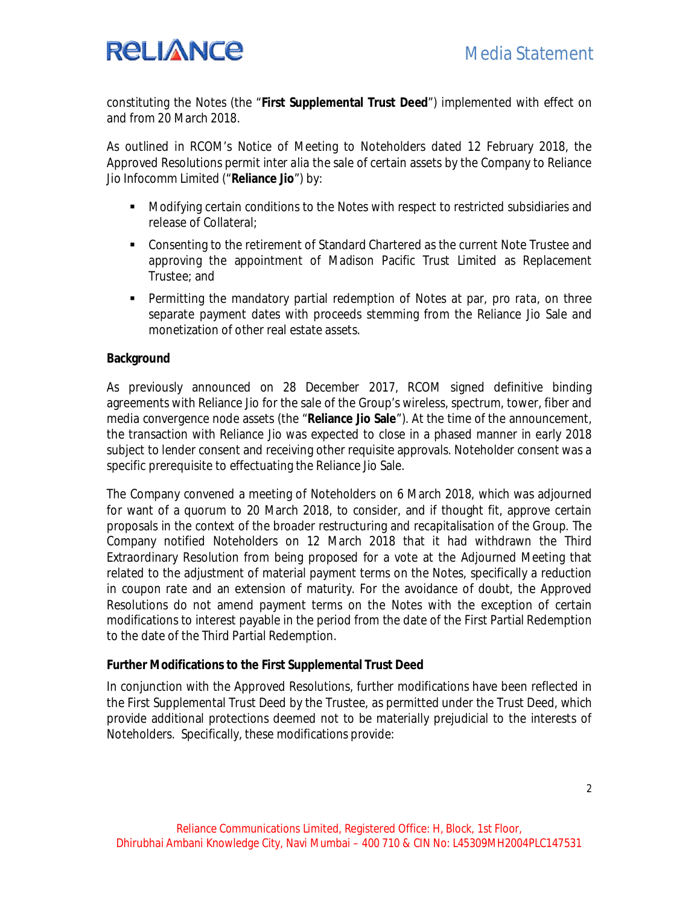constituting the Notes (the "**First Supplemental Trust Deed**") implemented with effect on and from 20 March 2018.

As outlined in RCOM's Notice of Meeting to Noteholders dated 12 February 2018, the Approved Resolutions permit inter alia the sale of certain assets by the Company to Reliance Jio Infocomm Limited ("**Reliance Jio**") by:

- Modifying certain conditions to the Notes with respect to restricted subsidiaries and release of Collateral;
- Consenting to the retirement of Standard Chartered as the current Note Trustee and approving the appointment of Madison Pacific Trust Limited as Replacement Trustee; and
- Permitting the mandatory partial redemption of Notes at par, pro rata, on three separate payment dates with proceeds stemming from the Reliance Jio Sale and monetization of other real estate assets.

**Background**

As previously announced on 28 December 2017, RCOM signed definitive binding agreements with Reliance Jio for the sale of the Group's wireless, spectrum, tower, fiber and media convergence node assets (the "**Reliance Jio Sale**"). At the time of the announcement, the transaction with Reliance Jio was expected to close in a phased manner in early 2018 subject to lender consent and receiving other requisite approvals. Noteholder consent was a specific prerequisite to effectuating the Reliance Jio Sale.

The Company convened a meeting of Noteholders on 6 March 2018, which was adjourned for want of a quorum to 20 March 2018, to consider, and if thought fit, approve certain proposals in the context of the broader restructuring and recapitalisation of the Group. The Company notified Noteholders on 12 March 2018 that it had withdrawn the Third Extraordinary Resolution from being proposed for a vote at the Adjourned Meeting that related to the adjustment of material payment terms on the Notes, specifically a reduction in coupon rate and an extension of maturity. For the avoidance of doubt, the Approved Resolutions do not amend payment terms on the Notes with the exception of certain modifications to interest payable in the period from the date of the First Partial Redemption to the date of the Third Partial Redemption.

**Further Modifications to the First Supplemental Trust Deed**

In conjunction with the Approved Resolutions, further modifications have been reflected in the First Supplemental Trust Deed by the Trustee, as permitted under the Trust Deed, which provide additional protections deemed not to be materially prejudicial to the interests of Noteholders. Specifically, these modifications provide: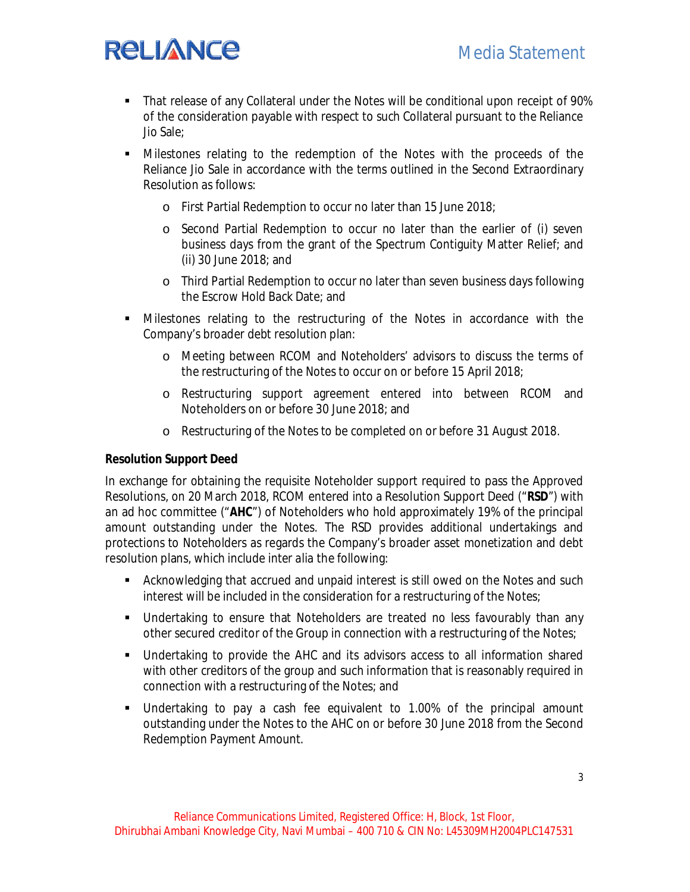- That release of any Collateral under the Notes will be conditional upon receipt of 90% of the consideration payable with respect to such Collateral pursuant to the Reliance Jio Sale;
- Milestones relating to the redemption of the Notes with the proceeds of the Reliance Jio Sale in accordance with the terms outlined in the Second Extraordinary Resolution as follows:
    - First Partial Redemption to occur no later than 15 June 2018;
    - Second Partial Redemption to occur no later than the earlier of (i) seven business days from the grant of the Spectrum Contiguity Matter Relief; and (ii) 30 June 2018; and
    - Third Partial Redemption to occur no later than seven business days following the Escrow Hold Back Date; and
- Milestones relating to the restructuring of the Notes in accordance with the Company's broader debt resolution plan:
    - Meeting between RCOM and Noteholders' advisors to discuss the terms of the restructuring of the Notes to occur on or before 15 April 2018;
    - Restructuring support agreement entered into between RCOM and Noteholders on or before 30 June 2018; and
    - Restructuring of the Notes to be completed on or before 31 August 2018.

**Resolution Support Deed**

In exchange for obtaining the requisite Noteholder support required to pass the Approved Resolutions, on 20 March 2018, RCOM entered into a Resolution Support Deed ("**RSD**") with an ad hoc committee ("**AHC**") of Noteholders who hold approximately 19% of the principal amount outstanding under the Notes. The RSD provides additional undertakings and protections to Noteholders as regards the Company's broader asset monetization and debt resolution plans, which include inter alia the following:

- Acknowledging that accrued and unpaid interest is still owed on the Notes and such interest will be included in the consideration for a restructuring of the Notes;
- Undertaking to ensure that Noteholders are treated no less favourably than any other secured creditor of the Group in connection with a restructuring of the Notes;
- Undertaking to provide the AHC and its advisors access to all information shared with other creditors of the group and such information that is reasonably required in connection with a restructuring of the Notes; and
- Undertaking to pay a cash fee equivalent to 1.00% of the principal amount outstanding under the Notes to the AHC on or before 30 June 2018 from the Second Redemption Payment Amount.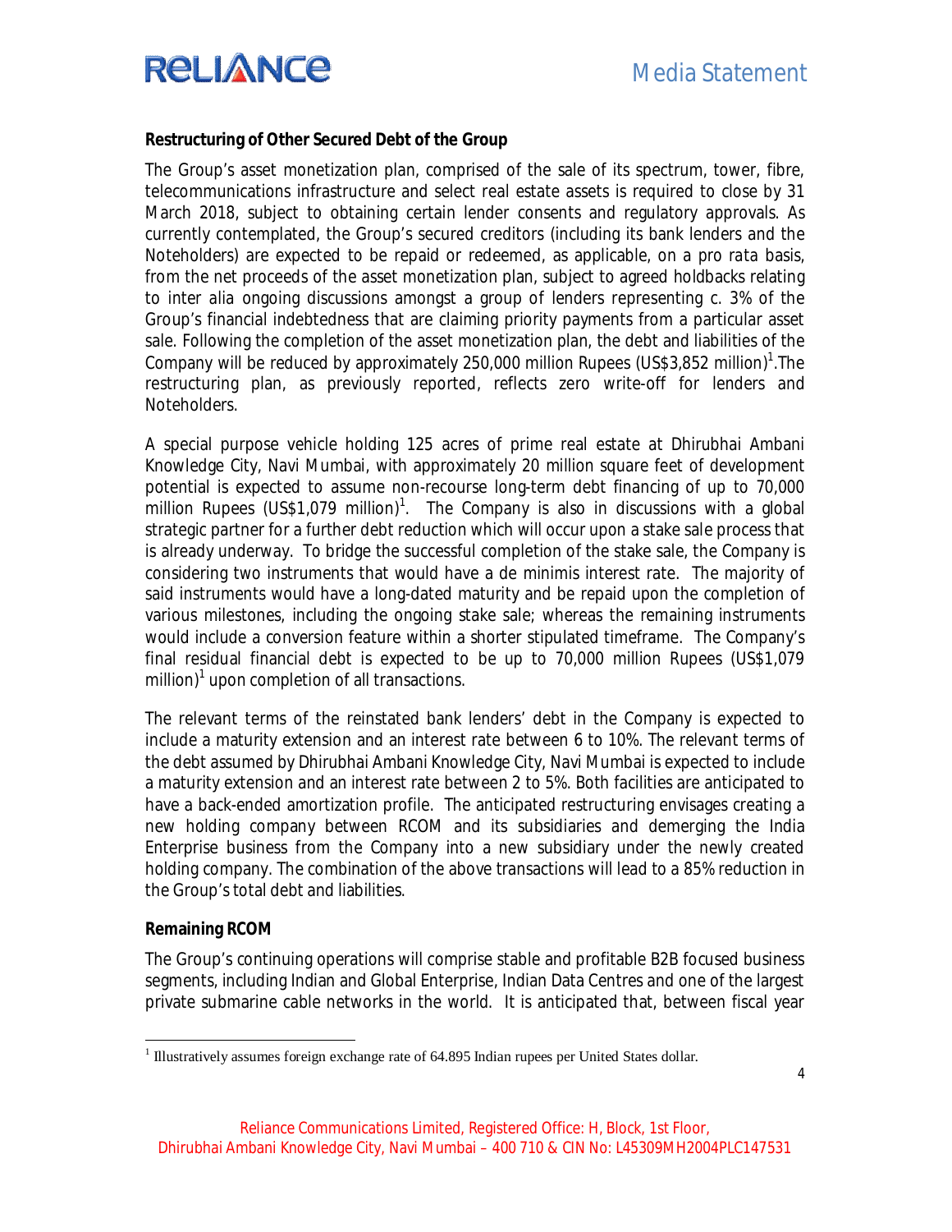## Restructuring of Other Secured Debt of the Group

The Group's asset monetization plan, comprised of the sale of its spectrum, tower, fibre, telecommunications infrastructure and select real estate assets is required to close by 31 March 2018, subject to obtaining certain lender consents and regulatory approvals. As currently contemplated, the Group's secured creditors (including its bank lenders and the Noteholders) are expected to be repaid or redeemed, as applicable, on a pro rata basis, from the net proceeds of the asset monetization plan, subject to agreed holdbacks relating to inter alia ongoing discussions amongst a group of lenders representing c. 3% of the Group's financial indebtedness that are claiming priority payments from a particular asset sale. Following the completion of the asset monetization plan, the debt and liabilities of the Company will be reduced by approximately 250,000 million Rupees (US$3,852 million)[1].The restructuring plan, as previously reported, reflects zero write-off for lenders and Noteholders.

A special purpose vehicle holding 125 acres of prime real estate at Dhirubhai Ambani Knowledge City, Navi Mumbai, with approximately 20 million square feet of development potential is expected to assume non-recourse long-term debt financing of up to 70,000 million Rupees (US$1,079 million)[1]. The Company is also in discussions with a global strategic partner for a further debt reduction which will occur upon a stake sale process that is already underway. To bridge the successful completion of the stake sale, the Company is considering two instruments that would have a de minimis interest rate. The majority of said instruments would have a long-dated maturity and be repaid upon the completion of various milestones, including the ongoing stake sale; whereas the remaining instruments would include a conversion feature within a shorter stipulated timeframe. The Company's final residual financial debt is expected to be up to 70,000 million Rupees (US$1,079 million)[1] upon completion of all transactions.

The relevant terms of the reinstated bank lenders' debt in the Company is expected to include a maturity extension and an interest rate between 6 to 10%. The relevant terms of the debt assumed by Dhirubhai Ambani Knowledge City, Navi Mumbai is expected to include a maturity extension and an interest rate between 2 to 5%. Both facilities are anticipated to have a back-ended amortization profile. The anticipated restructuring envisages creating a new holding company between RCOM and its subsidiaries and demerging the India Enterprise business from the Company into a new subsidiary under the newly created holding company. The combination of the above transactions will lead to a 85% reduction in the Group's total debt and liabilities.

## Remaining RCOM

The Group's continuing operations will comprise stable and profitable B2B focused business segments, including Indian and Global Enterprise, Indian Data Centres and one of the largest private submarine cable networks in the world. It is anticipated that, between fiscal year

---

[1] Illustratively assumes foreign exchange rate of 64.895 Indian rupees per United States dollar.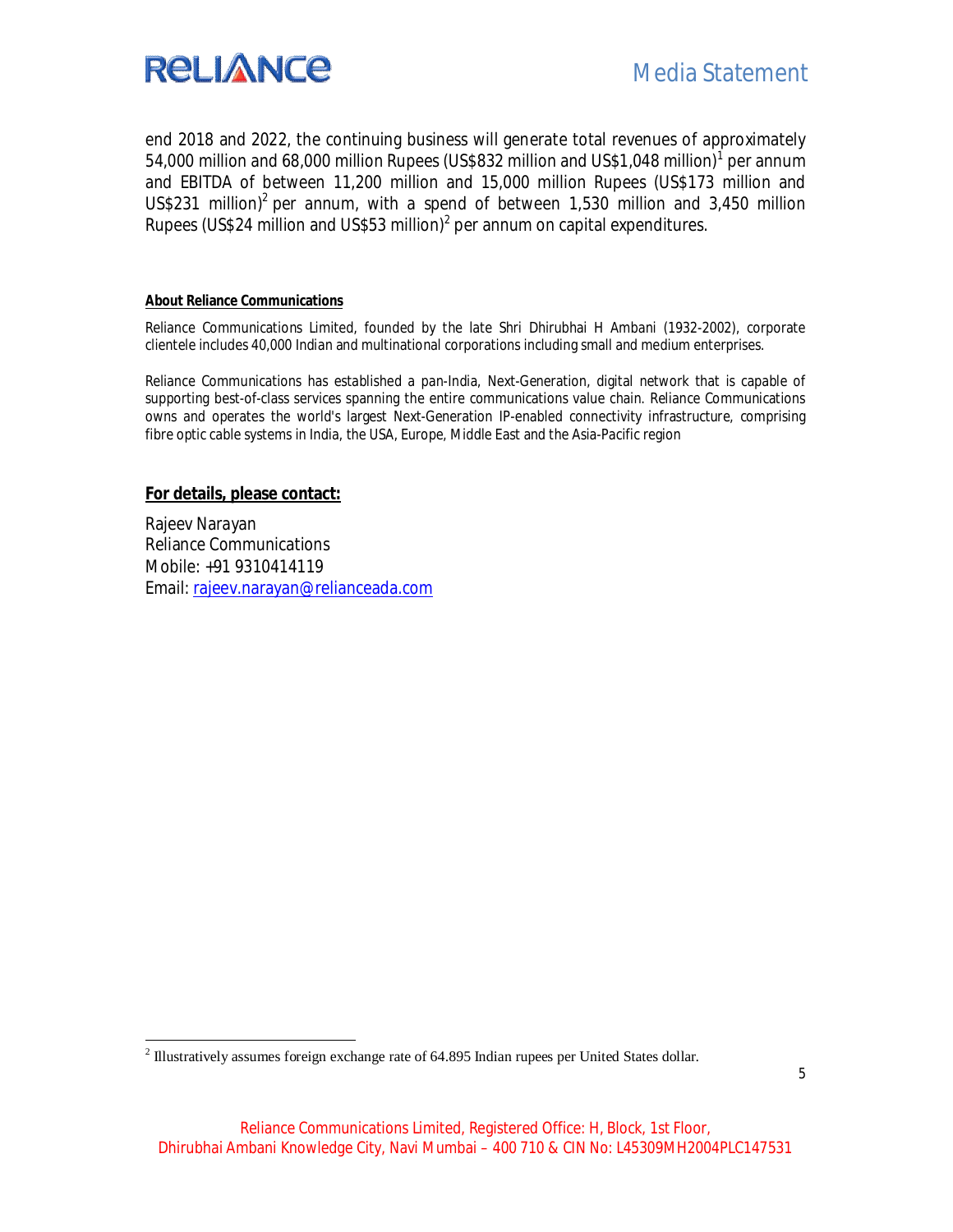end 2018 and 2022, the continuing business will generate total revenues of approximately 54,000 million and 68,000 million Rupees (US$832 million and US$1,048 million)[1] per annum and EBITDA of between 11,200 million and 15,000 million Rupees (US$173 million and US$231 million)[2] per annum, with a spend of between 1,530 million and 3,450 million Rupees (US$24 million and US$53 million)[2] per annum on capital expenditures.

**About Reliance Communications**

Reliance Communications Limited, founded by the late Shri Dhirubhai H Ambani (1932-2002), corporate clientele includes 40,000 Indian and multinational corporations including small and medium enterprises.

Reliance Communications has established a pan-India, Next-Generation, digital network that is capable of supporting best-of-class services spanning the entire communications value chain. Reliance Communications owns and operates the world's largest Next-Generation IP-enabled connectivity infrastructure, comprising fibre optic cable systems in India, the USA, Europe, Middle East and the Asia-Pacific region

**For details, please contact:**

Rajeev Narayan
Reliance Communications
Mobile: +91 9310414119
Email: rajeev.narayan@relianceada.com

[2] Illustratively assumes foreign exchange rate of 64.895 Indian rupees per United States dollar.

Reliance Communications Limited, Registered Office: H, Block, 1st Floor, Dhirubhai Ambani Knowledge City, Navi Mumbai – 400 710 & CIN No: L45309MH2004PLC147531